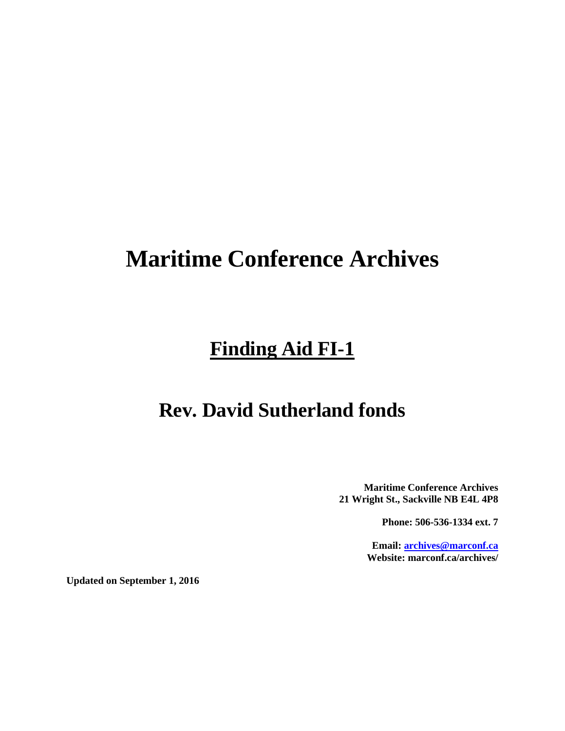# Maritime Conference Archives

## Finding Aid FI-1

## Rev. David Sutherland fonds

**Maritime Conference Archives**
**21 Wright St., Sackville NB E4L 4P8**

**Phone: 506-536-1334 ext. 7**

**Email: archives@marconf.ca**
**Website: marconf.ca/archives/**

**Updated on September 1, 2016**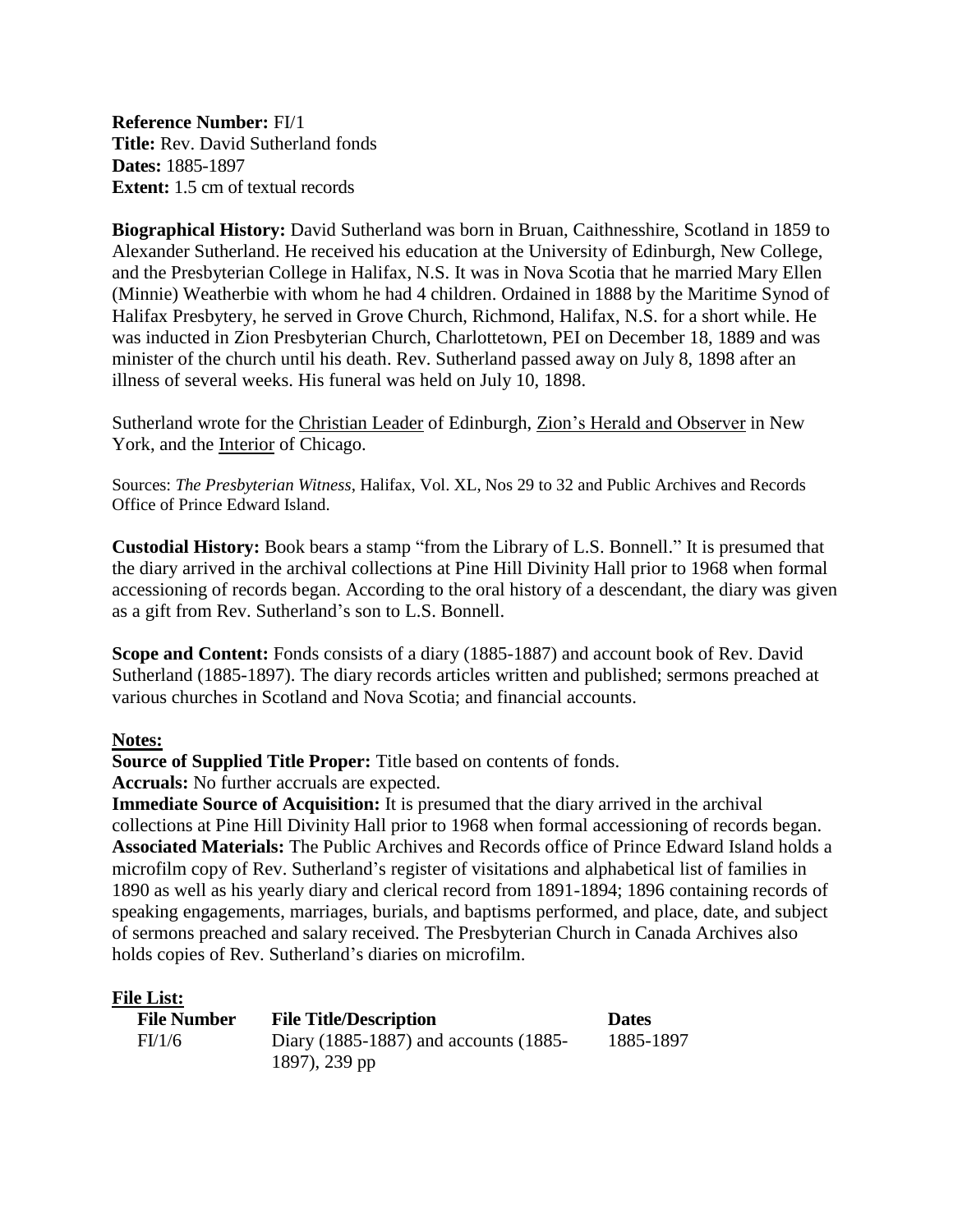**Reference Number:** FI/1
**Title:** Rev. David Sutherland fonds
**Dates:** 1885-1897
**Extent:** 1.5 cm of textual records

**Biographical History:** David Sutherland was born in Bruan, Caithnesshire, Scotland in 1859 to Alexander Sutherland. He received his education at the University of Edinburgh, New College, and the Presbyterian College in Halifax, N.S. It was in Nova Scotia that he married Mary Ellen (Minnie) Weatherbie with whom he had 4 children. Ordained in 1888 by the Maritime Synod of Halifax Presbytery, he served in Grove Church, Richmond, Halifax, N.S. for a short while. He was inducted in Zion Presbyterian Church, Charlottetown, PEI on December 18, 1889 and was minister of the church until his death. Rev. Sutherland passed away on July 8, 1898 after an illness of several weeks. His funeral was held on July 10, 1898.

Sutherland wrote for the Christian Leader of Edinburgh, Zion's Herald and Observer in New York, and the Interior of Chicago.

Sources: *The Presbyterian Witness*, Halifax, Vol. XL, Nos 29 to 32 and Public Archives and Records Office of Prince Edward Island.

**Custodial History:** Book bears a stamp "from the Library of L.S. Bonnell." It is presumed that the diary arrived in the archival collections at Pine Hill Divinity Hall prior to 1968 when formal accessioning of records began. According to the oral history of a descendant, the diary was given as a gift from Rev. Sutherland's son to L.S. Bonnell.

**Scope and Content:** Fonds consists of a diary (1885-1887) and account book of Rev. David Sutherland (1885-1897). The diary records articles written and published; sermons preached at various churches in Scotland and Nova Scotia; and financial accounts.

**Notes:**
**Source of Supplied Title Proper:** Title based on contents of fonds.
**Accruals:** No further accruals are expected.
**Immediate Source of Acquisition:** It is presumed that the diary arrived in the archival collections at Pine Hill Divinity Hall prior to 1968 when formal accessioning of records began.
**Associated Materials:** The Public Archives and Records office of Prince Edward Island holds a microfilm copy of Rev. Sutherland's register of visitations and alphabetical list of families in 1890 as well as his yearly diary and clerical record from 1891-1894; 1896 containing records of speaking engagements, marriages, burials, and baptisms performed, and place, date, and subject of sermons preached and salary received. The Presbyterian Church in Canada Archives also holds copies of Rev. Sutherland's diaries on microfilm.

**File List:**

| File Number | File Title/Description | Dates |
|---|---|---|
| FI/1/6 | Diary (1885-1887) and accounts (1885-1897), 239 pp | 1885-1897 |